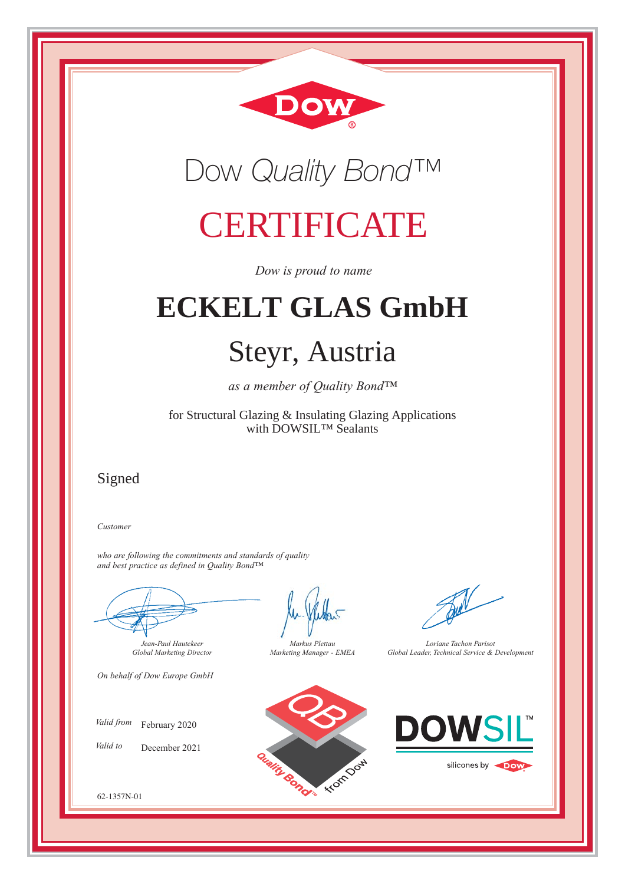Dow

# Dow *Quality Bond*™

# CERTIFICATE

*Dow is proud to name*

# ECKELT GLAS GmbH

## Steyr, Austria

*as a member of Quality Bond™*

for Structural Glazing & Insulating Glazing Applications
with DOWSIL™ Sealants

Signed

*Customer*

*who are following the commitments and standards of quality
and best practice as defined in Quality Bond™*

| *Jean-Paul Hautekeer* | *Markus Plettau* | *Loriane Tachon Parisot* |
|---|---|---|
| *Global Marketing Director* | *Marketing Manager - EMEA* | *Global Leader, Technical Service & Development* |

*On behalf of Dow Europe GmbH*

*Valid from* February 2020

*Valid to* December 2021

QB Quality Bond™ from Dow

DOWSIL™ silicones by Dow

62-1357N-01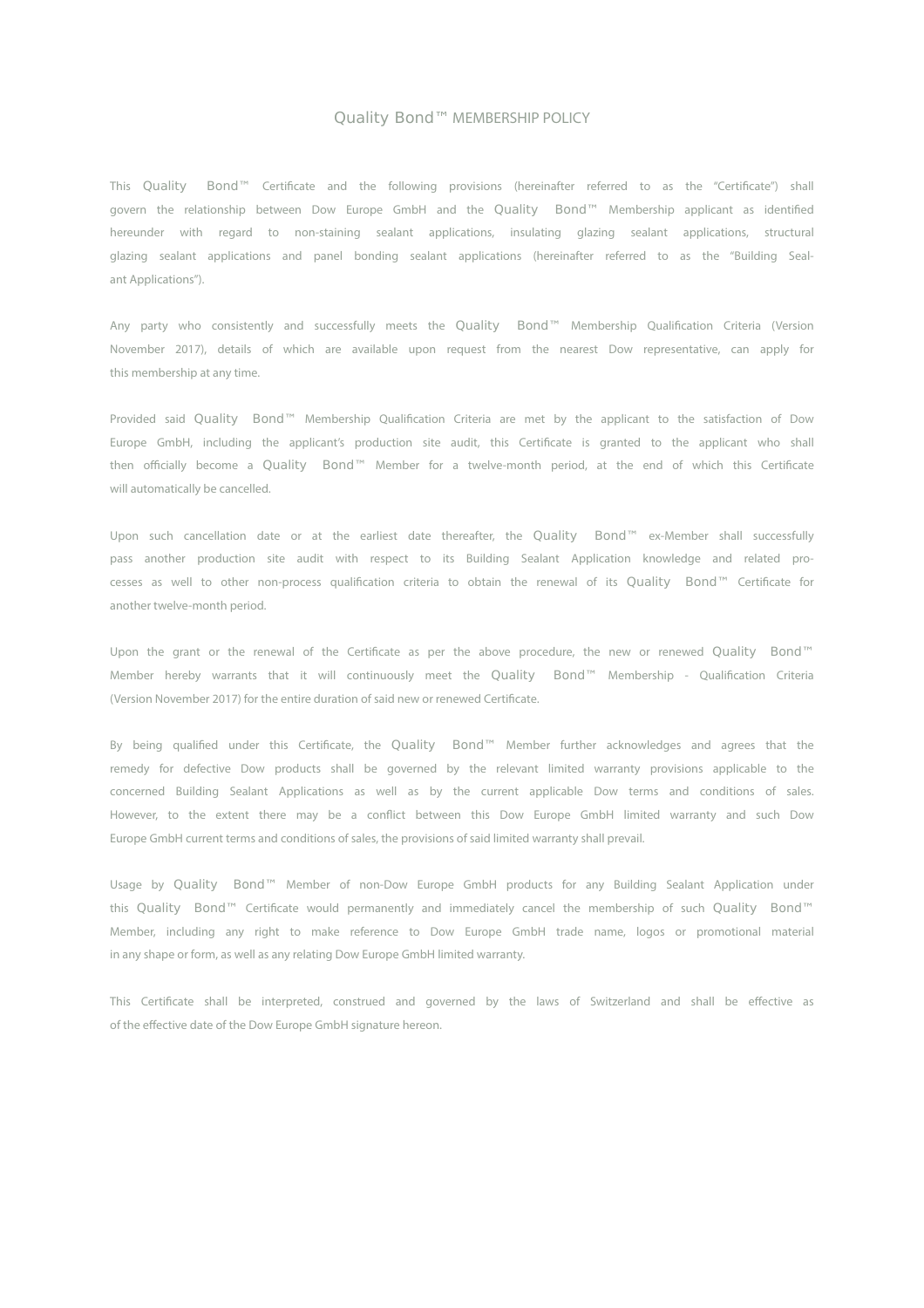# Quality Bond™ MEMBERSHIP POLICY

This Quality Bond™ Certificate and the following provisions (hereinafter referred to as the "Certificate") shall govern the relationship between Dow Europe GmbH and the Quality Bond™ Membership applicant as identified hereunder with regard to non-staining sealant applications, insulating glazing sealant applications, structural glazing sealant applications and panel bonding sealant applications (hereinafter referred to as the "Building Sealant Applications").

Any party who consistently and successfully meets the Quality Bond™ Membership Qualification Criteria (Version November 2017), details of which are available upon request from the nearest Dow representative, can apply for this membership at any time.

Provided said Quality Bond™ Membership Qualification Criteria are met by the applicant to the satisfaction of Dow Europe GmbH, including the applicant's production site audit, this Certificate is granted to the applicant who shall then officially become a Quality Bond™ Member for a twelve-month period, at the end of which this Certificate will automatically be cancelled.

Upon such cancellation date or at the earliest date thereafter, the Quality Bond™ ex-Member shall successfully pass another production site audit with respect to its Building Sealant Application knowledge and related processes as well to other non-process qualification criteria to obtain the renewal of its Quality Bond™ Certificate for another twelve-month period.

Upon the grant or the renewal of the Certificate as per the above procedure, the new or renewed Quality Bond™ Member hereby warrants that it will continuously meet the Quality Bond™ Membership - Qualification Criteria (Version November 2017) for the entire duration of said new or renewed Certificate.

By being qualified under this Certificate, the Quality Bond™ Member further acknowledges and agrees that the remedy for defective Dow products shall be governed by the relevant limited warranty provisions applicable to the concerned Building Sealant Applications as well as by the current applicable Dow terms and conditions of sales. However, to the extent there may be a conflict between this Dow Europe GmbH limited warranty and such Dow Europe GmbH current terms and conditions of sales, the provisions of said limited warranty shall prevail.

Usage by Quality Bond™ Member of non-Dow Europe GmbH products for any Building Sealant Application under this Quality Bond™ Certificate would permanently and immediately cancel the membership of such Quality Bond™ Member, including any right to make reference to Dow Europe GmbH trade name, logos or promotional material in any shape or form, as well as any relating Dow Europe GmbH limited warranty.

This Certificate shall be interpreted, construed and governed by the laws of Switzerland and shall be effective as of the effective date of the Dow Europe GmbH signature hereon.